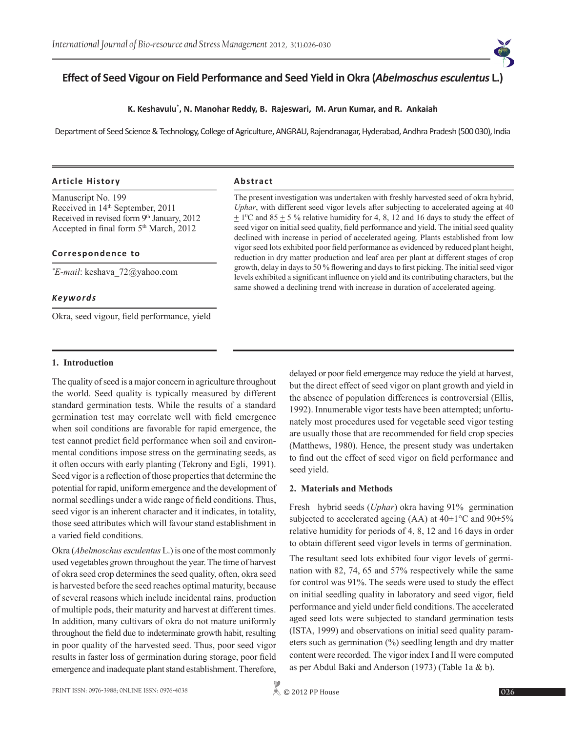# Effect of Seed Vigour on Field Performance and Seed Yield in Okra (*Abelmoschus esculentus* L.)

**K. Keshavulu[*], N. Manohar Reddy, B. Rajeswari, M. Arun Kumar, and R. Ankaiah**

Department of Seed Science & Technology, College of Agriculture, ANGRAU, Rajendranagar, Hyderabad, Andhra Pradesh (500 030), India

### Article History

Manuscript No. 199
Received in 14th September, 2011
Received in revised form 9th January, 2012
Accepted in final form 5th March, 2012

### Correspondence to

[*]*E-mail*: keshava_72@yahoo.com

### *Keywords*

Okra, seed vigour, field performance, yield

### Abstract

The present investigation was undertaken with freshly harvested seed of okra hybrid, *Uphar*, with different seed vigor levels after subjecting to accelerated ageing at 40 $\pm$ 1$^{0}$C and 85 $\pm$ 5 % relative humidity for 4, 8, 12 and 16 days to study the effect of seed vigor on initial seed quality, field performance and yield. The initial seed quality declined with increase in period of accelerated ageing. Plants established from low vigor seed lots exhibited poor field performance as evidenced by reduced plant height, reduction in dry matter production and leaf area per plant at different stages of crop growth, delay in days to 50 % flowering and days to first picking. The initial seed vigor levels exhibited a significant influence on yield and its contributing characters, but the same showed a declining trend with increase in duration of accelerated ageing.

## 1. Introduction

The quality of seed is a major concern in agriculture throughout the world. Seed quality is typically measured by different standard germination tests. While the results of a standard germination test may correlate well with field emergence when soil conditions are favorable for rapid emergence, the test cannot predict field performance when soil and environmental conditions impose stress on the germinating seeds, as it often occurs with early planting (Tekrony and Egli, 1991). Seed vigor is a reflection of those properties that determine the potential for rapid, uniform emergence and the development of normal seedlings under a wide range of field conditions. Thus, seed vigor is an inherent character and it indicates, in totality, those seed attributes which will favour stand establishment in a varied field conditions.

Okra (*Abelmoschus esculentus* L.) is one of the most commonly used vegetables grown throughout the year. The time of harvest of okra seed crop determines the seed quality, often, okra seed is harvested before the seed reaches optimal maturity, because of several reasons which include incidental rains, production of multiple pods, their maturity and harvest at different times. In addition, many cultivars of okra do not mature uniformly throughout the field due to indeterminate growth habit, resulting in poor quality of the harvested seed. Thus, poor seed vigor results in faster loss of germination during storage, poor field emergence and inadequate plant stand establishment. Therefore, delayed or poor field emergence may reduce the yield at harvest, but the direct effect of seed vigor on plant growth and yield in the absence of population differences is controversial (Ellis, 1992). Innumerable vigor tests have been attempted; unfortunately most procedures used for vegetable seed vigor testing are usually those that are recommended for field crop species (Matthews, 1980). Hence, the present study was undertaken to find out the effect of seed vigor on field performance and seed yield.

## 2. Materials and Methods

Fresh hybrid seeds (*Uphar*) okra having 91% germination subjected to accelerated ageing (AA) at 40±1°C and 90±5% relative humidity for periods of 4, 8, 12 and 16 days in order to obtain different seed vigor levels in terms of germination.

The resultant seed lots exhibited four vigor levels of germination with 82, 74, 65 and 57% respectively while the same for control was 91%. The seeds were used to study the effect on initial seedling quality in laboratory and seed vigor, field performance and yield under field conditions. The accelerated aged seed lots were subjected to standard germination tests (ISTA, 1999) and observations on initial seed quality parameters such as germination (%) seedling length and dry matter content were recorded. The vigor index I and II were computed as per Abdul Baki and Anderson (1973) (Table 1a & b).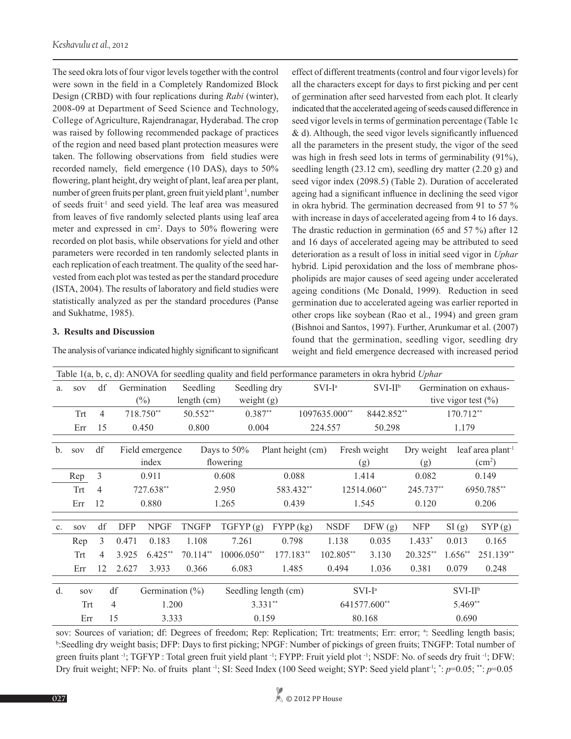The seed okra lots of four vigor levels together with the control were sown in the field in a Completely Randomized Block Design (CRBD) with four replications during *Rabi* (winter), 2008-09 at Department of Seed Science and Technology, College of Agriculture, Rajendranagar, Hyderabad. The crop was raised by following recommended package of practices of the region and need based plant protection measures were taken. The following observations from field studies were recorded namely, field emergence (10 DAS), days to 50% flowering, plant height, dry weight of plant, leaf area per plant, number of green fruits per plant, green fruit yield plant$^{-1}$, number of seeds fruit$^{-1}$ and seed yield. The leaf area was measured from leaves of five randomly selected plants using leaf area meter and expressed in cm$^2$. Days to 50% flowering were recorded on plot basis, while observations for yield and other parameters were recorded in ten randomly selected plants in each replication of each treatment. The quality of the seed harvested from each plot was tested as per the standard procedure (ISTA, 2004). The results of laboratory and field studies were statistically analyzed as per the standard procedures (Panse and Sukhatme, 1985).

## 3. Results and Discussion

The analysis of variance indicated highly significant to significant effect of different treatments (control and four vigor levels) for all the characters except for days to first picking and per cent of germination after seed harvested from each plot. It clearly indicated that the accelerated ageing of seeds caused difference in seed vigor levels in terms of germination percentage (Table 1c & d). Although, the seed vigor levels significantly influenced all the parameters in the present study, the vigor of the seed was high in fresh seed lots in terms of germinability (91%), seedling length (23.12 cm), seedling dry matter (2.20 g) and seed vigor index (2098.5) (Table 2). Duration of accelerated ageing had a significant influence in declining the seed vigor in okra hybrid. The germination decreased from 91 to 57 % with increase in days of accelerated ageing from 4 to 16 days. The drastic reduction in germination (65 and 57 %) after 12 and 16 days of accelerated ageing may be attributed to seed deterioration as a result of loss in initial seed vigor in *Uphar* hybrid. Lipid peroxidation and the loss of membrane phospholipids are major causes of seed ageing under accelerated ageing conditions (Mc Donald, 1999). Reduction in seed germination due to accelerated ageing was earlier reported in other crops like soybean (Rao et al., 1994) and green gram (Bishnoi and Santos, 1997). Further, Arunkumar et al. (2007) found that the germination, seedling vigor, seedling dry weight and field emergence decreased with increased period

Table 1(a, b, c, d): ANOVA for seedling quality and field performance parameters in okra hybrid *Uphar*

| a. sov | df | Germination (%) | Seedling length (cm) | Seedling dry weight (g) | SVI-I[a] | SVI-II[b] | Germination on exhaustive vigor test (%) |
|---|---|---|---|---|---|---|---|
| Trt | 4 | 718.750** | 50.552** | 0.387** | 1097635.000** | 8442.852** | 170.712** |
| Err | 15 | 0.450 | 0.800 | 0.004 | 224.557 | 50.298 | 1.179 |

| b. sov | df | Field emergence index | Days to 50% flowering | Plant height (cm) | Fresh weight (g) | Dry weight (g) | leaf area plant$^{-1}$ (cm$^2$) |
|---|---|---|---|---|---|---|---|
| Rep | 3 | 0.911 | 0.608 | 0.088 | 1.414 | 0.082 | 0.149 |
| Trt | 4 | 727.638** | 2.950 | 583.432** | 12514.060** | 245.737** | 6950.785** |
| Err | 12 | 0.880 | 1.265 | 0.439 | 1.545 | 0.120 | 0.206 |

| c. sov | df | DFP | NPGF | TNGFP | TGFYP (g) | FYPP (kg) | NSDF | DFW (g) | NFP | SI (g) | SYP (g) |
|---|---|---|---|---|---|---|---|---|---|---|---|
| Rep | 3 | 0.471 | 0.183 | 1.108 | 7.261 | 0.798 | 1.138 | 0.035 | 1.433* | 0.013 | 0.165 |
| Trt | 4 | 3.925 | 6.425** | 70.114** | 10006.050** | 177.183** | 102.805** | 3.130 | 20.325** | 1.656** | 251.139** |
| Err | 12 | 2.627 | 3.933 | 0.366 | 6.083 | 1.485 | 0.494 | 1.036 | 0.381 | 0.079 | 0.248 |

| d. sov | df | Germination (%) | Seedling length (cm) | SVI-I[a] | SVI-II[b] |
|---|---|---|---|---|---|
| Trt | 4 | 1.200 | 3.331** | 641577.600** | 5.469** |
| Err | 15 | 3.333 | 0.159 | 80.168 | 0.690 |

sov: Sources of variation; df: Degrees of freedom; Rep: Replication; Trt: treatments; Err: error; [a]: Seedling length basis; [b]:Seedling dry weight basis; DFP: Days to first picking; NPGF: Number of pickings of green fruits; TNGFP: Total number of green fruits plant$^{-1}$; TGFYP : Total green fruit yield plant$^{-1}$; FYPP: Fruit yield plot$^{-1}$; NSDF: No. of seeds dry fruit$^{-1}$; DFW: Dry fruit weight; NFP: No. of fruits plant$^{-1}$; SI: Seed Index (100 Seed weight; SYP: Seed yield plant$^{-1}$; *: $p$=0.05; **: $p$=0.05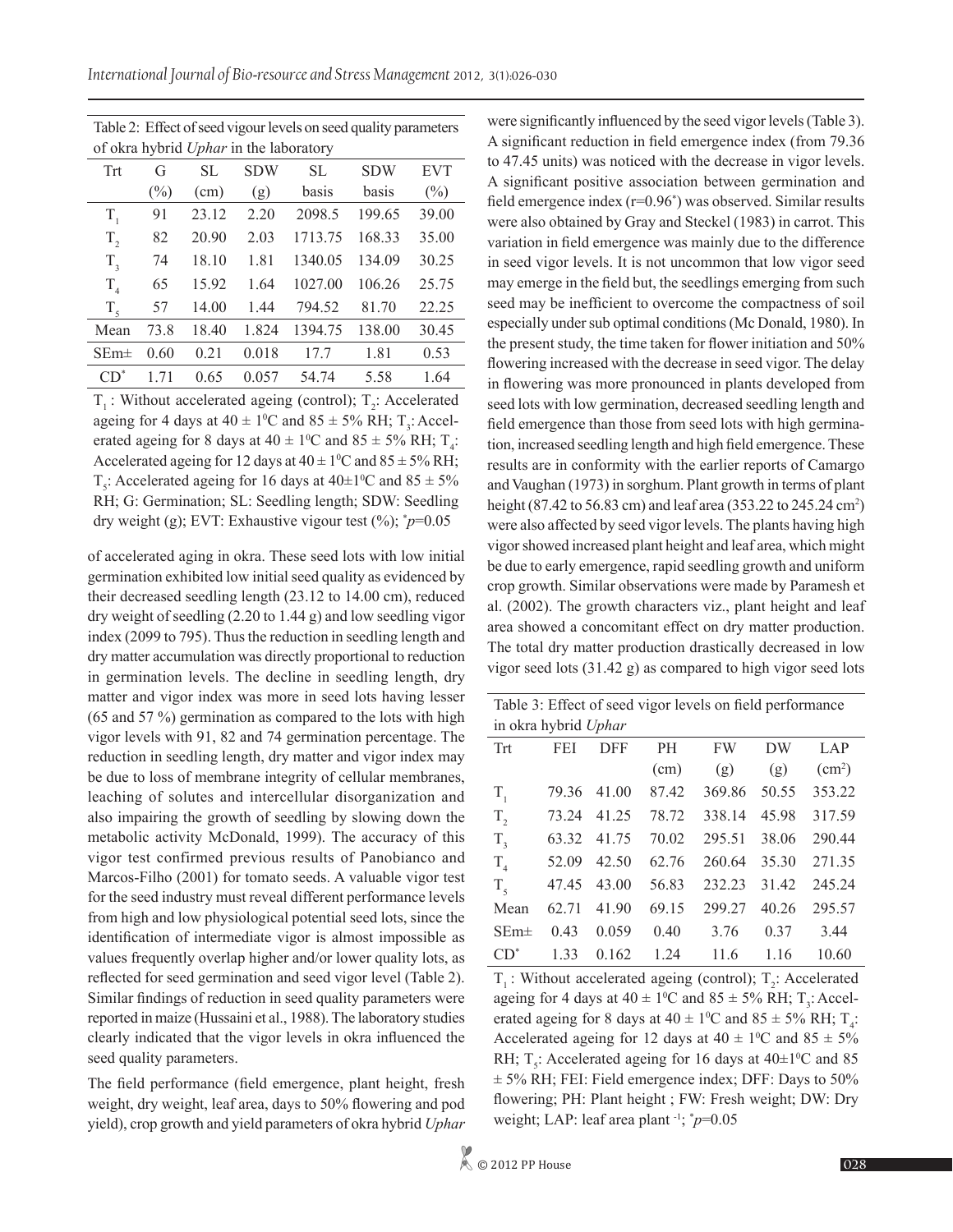Table 2: Effect of seed vigour levels on seed quality parameters of okra hybrid *Uphar* in the laboratory

| Trt | G (%) | SL (cm) | SDW (g) | SL basis | SDW basis | EVT (%) |
|---|---|---|---|---|---|---|
| $T_1$ | 91 | 23.12 | 2.20 | 2098.5 | 199.65 | 39.00 |
| $T_2$ | 82 | 20.90 | 2.03 | 1713.75 | 168.33 | 35.00 |
| $T_3$ | 74 | 18.10 | 1.81 | 1340.05 | 134.09 | 30.25 |
| $T_4$ | 65 | 15.92 | 1.64 | 1027.00 | 106.26 | 25.75 |
| $T_5$ | 57 | 14.00 | 1.44 | 794.52 | 81.70 | 22.25 |
| Mean | 73.8 | 18.40 | 1.824 | 1394.75 | 138.00 | 30.45 |
| SEm± | 0.60 | 0.21 | 0.018 | 17.7 | 1.81 | 0.53 |
| CD* | 1.71 | 0.65 | 0.057 | 54.74 | 5.58 | 1.64 |

$T_1$: Without accelerated ageing (control); $T_2$: Accelerated ageing for 4 days at $40 \pm 1^0$C and $85 \pm 5$% RH; $T_3$: Accelerated ageing for 8 days at $40 \pm 1^0$C and $85 \pm 5$% RH; $T_4$: Accelerated ageing for 12 days at $40 \pm 1^0$C and $85 \pm 5$% RH; $T_5$: Accelerated ageing for 16 days at $40 \pm 1^0$C and $85 \pm 5$% RH; G: Germination; SL: Seedling length; SDW: Seedling dry weight (g); EVT: Exhaustive vigour test (%); *$p$=0.05

of accelerated aging in okra. These seed lots with low initial germination exhibited low initial seed quality as evidenced by their decreased seedling length (23.12 to 14.00 cm), reduced dry weight of seedling (2.20 to 1.44 g) and low seedling vigor index (2099 to 795). Thus the reduction in seedling length and dry matter accumulation was directly proportional to reduction in germination levels. The decline in seedling length, dry matter and vigor index was more in seed lots having lesser (65 and 57 %) germination as compared to the lots with high vigor levels with 91, 82 and 74 germination percentage. The reduction in seedling length, dry matter and vigor index may be due to loss of membrane integrity of cellular membranes, leaching of solutes and intercellular disorganization and also impairing the growth of seedling by slowing down the metabolic activity McDonald, 1999). The accuracy of this vigor test confirmed previous results of Panobianco and Marcos-Filho (2001) for tomato seeds. A valuable vigor test for the seed industry must reveal different performance levels from high and low physiological potential seed lots, since the identification of intermediate vigor is almost impossible as values frequently overlap higher and/or lower quality lots, as reflected for seed germination and seed vigor level (Table 2). Similar findings of reduction in seed quality parameters were reported in maize (Hussaini et al., 1988). The laboratory studies clearly indicated that the vigor levels in okra influenced the seed quality parameters.

The field performance (field emergence, plant height, fresh weight, dry weight, leaf area, days to 50% flowering and pod yield), crop growth and yield parameters of okra hybrid *Uphar* were significantly influenced by the seed vigor levels (Table 3). A significant reduction in field emergence index (from 79.36 to 47.45 units) was noticed with the decrease in vigor levels. A significant positive association between germination and field emergence index (r=0.96*) was observed. Similar results were also obtained by Gray and Steckel (1983) in carrot. This variation in field emergence was mainly due to the difference in seed vigor levels. It is not uncommon that low vigor seed may emerge in the field but, the seedlings emerging from such seed may be inefficient to overcome the compactness of soil especially under sub optimal conditions (Mc Donald, 1980). In the present study, the time taken for flower initiation and 50% flowering increased with the decrease in seed vigor. The delay in flowering was more pronounced in plants developed from seed lots with low germination, decreased seedling length and field emergence than those from seed lots with high germination, increased seedling length and high field emergence. These results are in conformity with the earlier reports of Camargo and Vaughan (1973) in sorghum. Plant growth in terms of plant height (87.42 to 56.83 cm) and leaf area (353.22 to 245.24 cm$^2$) were also affected by seed vigor levels. The plants having high vigor showed increased plant height and leaf area, which might be due to early emergence, rapid seedling growth and uniform crop growth. Similar observations were made by Paramesh et al. (2002). The growth characters viz., plant height and leaf area showed a concomitant effect on dry matter production. The total dry matter production drastically decreased in low vigor seed lots (31.42 g) as compared to high vigor seed lots

Table 3: Effect of seed vigor levels on field performance in okra hybrid *Uphar*

| Trt | FEI | DFF | PH (cm) | FW (g) | DW (g) | LAP (cm$^2$) |
|---|---|---|---|---|---|---|
| $T_1$ | 79.36 | 41.00 | 87.42 | 369.86 | 50.55 | 353.22 |
| $T_2$ | 73.24 | 41.25 | 78.72 | 338.14 | 45.98 | 317.59 |
| $T_3$ | 63.32 | 41.75 | 70.02 | 295.51 | 38.06 | 290.44 |
| $T_4$ | 52.09 | 42.50 | 62.76 | 260.64 | 35.30 | 271.35 |
| $T_5$ | 47.45 | 43.00 | 56.83 | 232.23 | 31.42 | 245.24 |
| Mean | 62.71 | 41.90 | 69.15 | 299.27 | 40.26 | 295.57 |
| SEm± | 0.43 | 0.059 | 0.40 | 3.76 | 0.37 | 3.44 |
| CD* | 1.33 | 0.162 | 1.24 | 11.6 | 1.16 | 10.60 |

$T_1$: Without accelerated ageing (control); $T_2$: Accelerated ageing for 4 days at $40 \pm 1^0$C and $85 \pm 5$% RH; $T_3$: Accelerated ageing for 8 days at $40 \pm 1^0$C and $85 \pm 5$% RH; $T_4$: Accelerated ageing for 12 days at $40 \pm 1^0$C and $85 \pm 5$% RH; $T_5$: Accelerated ageing for 16 days at $40 \pm 1^0$C and 85 ± 5% RH; FEI: Field emergence index; DFF: Days to 50% flowering; PH: Plant height ; FW: Fresh weight; DW: Dry weight; LAP: leaf area plant$^{-1}$; *$p$=0.05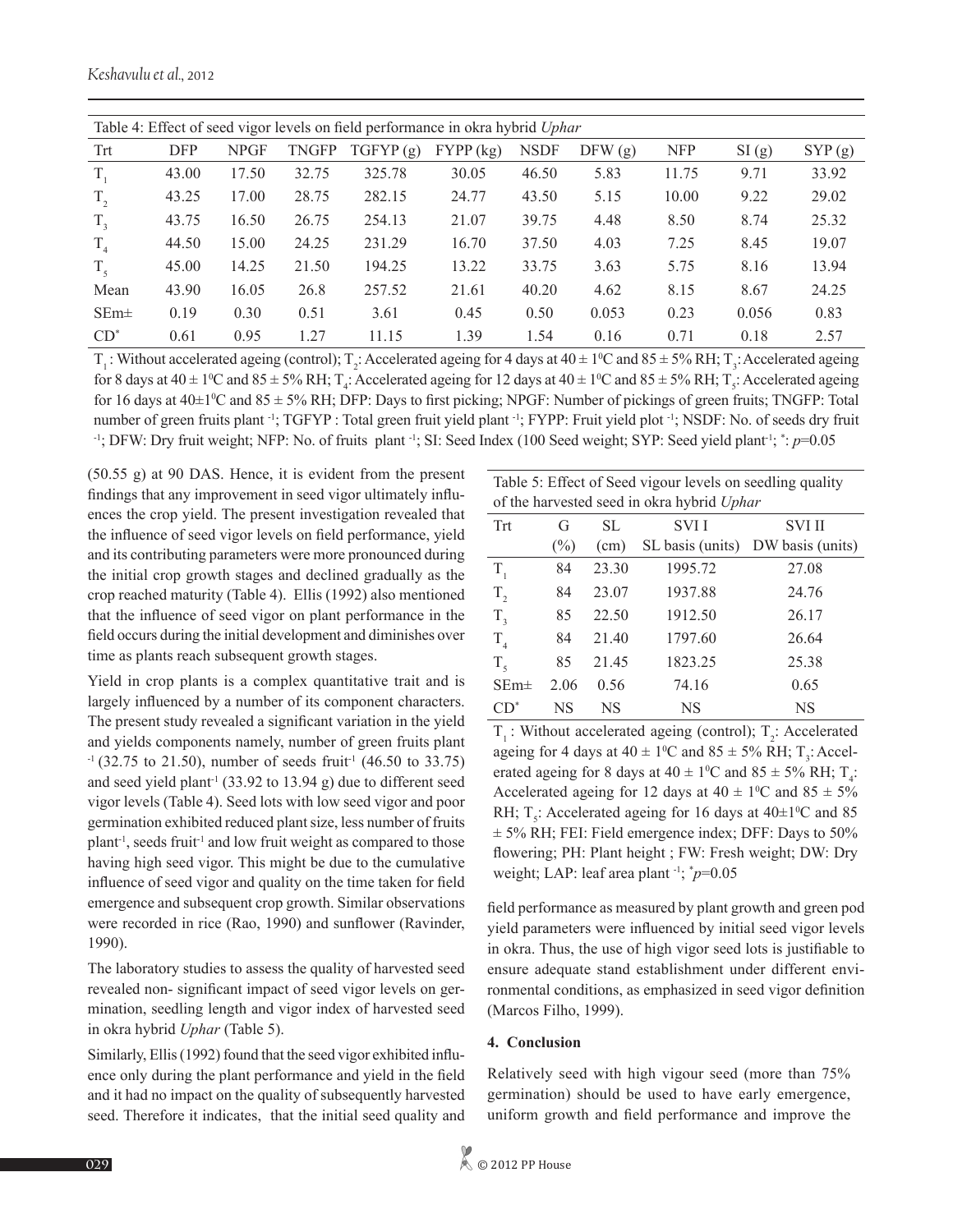Table 4: Effect of seed vigor levels on field performance in okra hybrid *Uphar*

| Trt | DFP | NPGF | TNGFP | TGFYP (g) | FYPP (kg) | NSDF | DFW (g) | NFP | SI (g) | SYP (g) |
|---|---|---|---|---|---|---|---|---|---|---|
| $T_1$ | 43.00 | 17.50 | 32.75 | 325.78 | 30.05 | 46.50 | 5.83 | 11.75 | 9.71 | 33.92 |
| $T_2$ | 43.25 | 17.00 | 28.75 | 282.15 | 24.77 | 43.50 | 5.15 | 10.00 | 9.22 | 29.02 |
| $T_3$ | 43.75 | 16.50 | 26.75 | 254.13 | 21.07 | 39.75 | 4.48 | 8.50 | 8.74 | 25.32 |
| $T_4$ | 44.50 | 15.00 | 24.25 | 231.29 | 16.70 | 37.50 | 4.03 | 7.25 | 8.45 | 19.07 |
| $T_5$ | 45.00 | 14.25 | 21.50 | 194.25 | 13.22 | 33.75 | 3.63 | 5.75 | 8.16 | 13.94 |
| Mean | 43.90 | 16.05 | 26.8 | 257.52 | 21.61 | 40.20 | 4.62 | 8.15 | 8.67 | 24.25 |
| SEm± | 0.19 | 0.30 | 0.51 | 3.61 | 0.45 | 0.50 | 0.053 | 0.23 | 0.056 | 0.83 |
| CD* | 0.61 | 0.95 | 1.27 | 11.15 | 1.39 | 1.54 | 0.16 | 0.71 | 0.18 | 2.57 |

$T_1$: Without accelerated ageing (control); $T_2$: Accelerated ageing for 4 days at 40 ± 1$^0$C and 85 ± 5% RH; $T_3$: Accelerated ageing for 8 days at 40 ± 1$^0$C and 85 ± 5% RH; $T_4$: Accelerated ageing for 12 days at 40 ± 1$^0$C and 85 ± 5% RH; $T_5$: Accelerated ageing for 16 days at 40±1$^0$C and 85 ± 5% RH; DFP: Days to first picking; NPGF: Number of pickings of green fruits; TNGFP: Total number of green fruits plant$^{-1}$; TGFYP : Total green fruit yield plant$^{-1}$; FYPP: Fruit yield plot$^{-1}$; NSDF: No. of seeds dry fruit$^{-1}$; DFW: Dry fruit weight; NFP: No. of fruits plant$^{-1}$; SI: Seed Index (100 Seed weight; SYP: Seed yield plant$^{-1}$; *: $p$=0.05

(50.55 g) at 90 DAS. Hence, it is evident from the present findings that any improvement in seed vigor ultimately influences the crop yield. The present investigation revealed that the influence of seed vigor levels on field performance, yield and its contributing parameters were more pronounced during the initial crop growth stages and declined gradually as the crop reached maturity (Table 4). Ellis (1992) also mentioned that the influence of seed vigor on plant performance in the field occurs during the initial development and diminishes over time as plants reach subsequent growth stages.

Yield in crop plants is a complex quantitative trait and is largely influenced by a number of its component characters. The present study revealed a significant variation in the yield and yields components namely, number of green fruits plant$^{-1}$ (32.75 to 21.50), number of seeds fruit$^{-1}$ (46.50 to 33.75) and seed yield plant$^{-1}$ (33.92 to 13.94 g) due to different seed vigor levels (Table 4). Seed lots with low seed vigor and poor germination exhibited reduced plant size, less number of fruits plant$^{-1}$, seeds fruit$^{-1}$ and low fruit weight as compared to those having high seed vigor. This might be due to the cumulative influence of seed vigor and quality on the time taken for field emergence and subsequent crop growth. Similar observations were recorded in rice (Rao, 1990) and sunflower (Ravinder, 1990).

The laboratory studies to assess the quality of harvested seed revealed non- significant impact of seed vigor levels on germination, seedling length and vigor index of harvested seed in okra hybrid *Uphar* (Table 5).

Similarly, Ellis (1992) found that the seed vigor exhibited influence only during the plant performance and yield in the field and it had no impact on the quality of subsequently harvested seed. Therefore it indicates, that the initial seed quality and field performance as measured by plant growth and green pod yield parameters were influenced by initial seed vigor levels in okra. Thus, the use of high vigor seed lots is justifiable to ensure adequate stand establishment under different environmental conditions, as emphasized in seed vigor definition (Marcos Filho, 1999).

Table 5: Effect of Seed vigour levels on seedling quality of the harvested seed in okra hybrid *Uphar*

| Trt | G (%) | SL (cm) | SVI I SL basis (units) | SVI II DW basis (units) |
|---|---|---|---|---|
| $T_1$ | 84 | 23.30 | 1995.72 | 27.08 |
| $T_2$ | 84 | 23.07 | 1937.88 | 24.76 |
| $T_3$ | 85 | 22.50 | 1912.50 | 26.17 |
| $T_4$ | 84 | 21.40 | 1797.60 | 26.64 |
| $T_5$ | 85 | 21.45 | 1823.25 | 25.38 |
| SEm± | 2.06 | 0.56 | 74.16 | 0.65 |
| CD* | NS | NS | NS | NS |

$T_1$: Without accelerated ageing (control); $T_2$: Accelerated ageing for 4 days at 40 ± 1$^0$C and 85 ± 5% RH; $T_3$: Accelerated ageing for 8 days at 40 ± 1$^0$C and 85 ± 5% RH; $T_4$: Accelerated ageing for 12 days at 40 ± 1$^0$C and 85 ± 5% RH; $T_5$: Accelerated ageing for 16 days at 40±1$^0$C and 85 ± 5% RH; FEI: Field emergence index; DFF: Days to 50% flowering; PH: Plant height ; FW: Fresh weight; DW: Dry weight; LAP: leaf area plant$^{-1}$; *$p$=0.05

## 4. Conclusion

Relatively seed with high vigour seed (more than 75% germination) should be used to have early emergence, uniform growth and field performance and improve the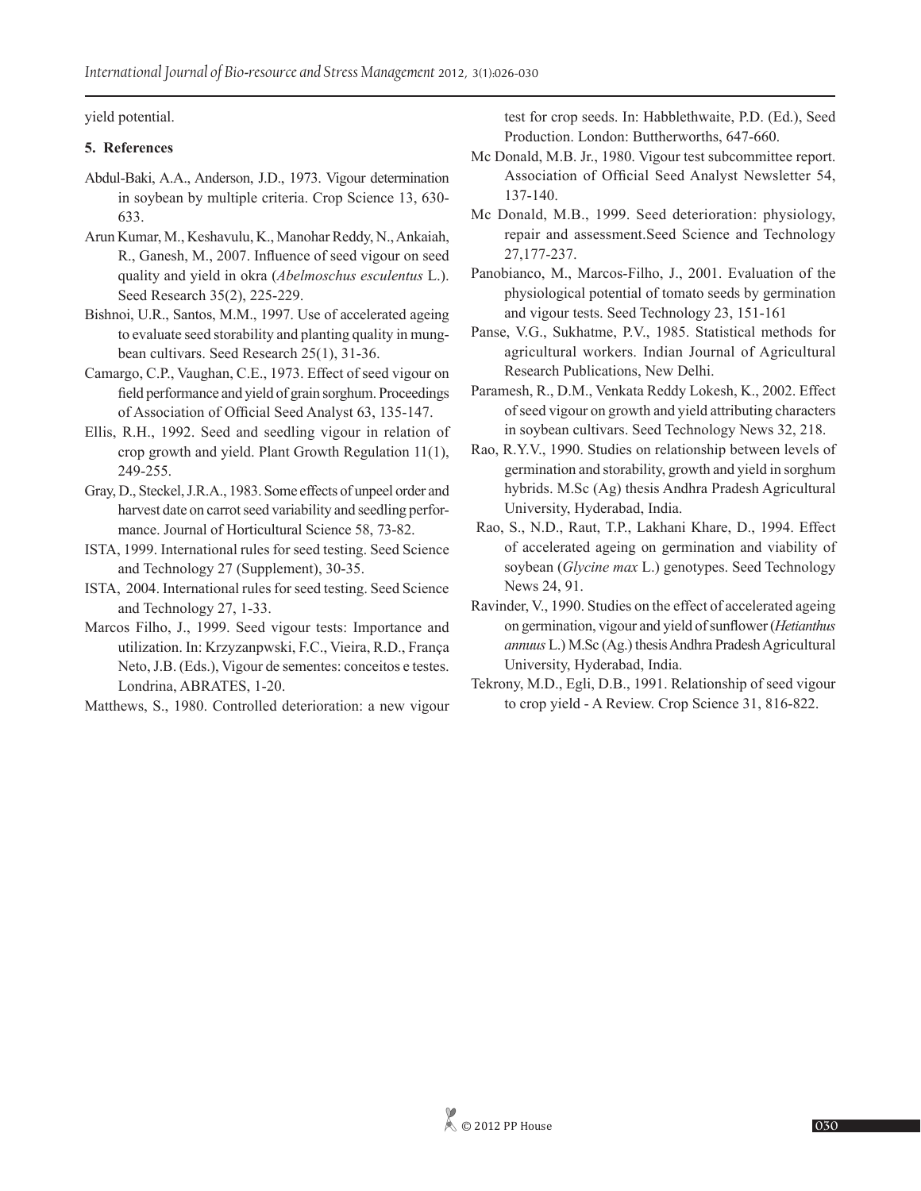yield potential.

### 5. References

Abdul-Baki, A.A., Anderson, J.D., 1973. Vigour determination in soybean by multiple criteria. Crop Science 13, 630-633.

Arun Kumar, M., Keshavulu, K., Manohar Reddy, N., Ankaiah, R., Ganesh, M., 2007. Influence of seed vigour on seed quality and yield in okra (*Abelmoschus esculentus* L.). Seed Research 35(2), 225-229.

Bishnoi, U.R., Santos, M.M., 1997. Use of accelerated ageing to evaluate seed storability and planting quality in mungbean cultivars. Seed Research 25(1), 31-36.

Camargo, C.P., Vaughan, C.E., 1973. Effect of seed vigour on field performance and yield of grain sorghum. Proceedings of Association of Official Seed Analyst 63, 135-147.

Ellis, R.H., 1992. Seed and seedling vigour in relation of crop growth and yield. Plant Growth Regulation 11(1), 249-255.

Gray, D., Steckel, J.R.A., 1983. Some effects of unpeel order and harvest date on carrot seed variability and seedling performance. Journal of Horticultural Science 58, 73-82.

ISTA, 1999. International rules for seed testing. Seed Science and Technology 27 (Supplement), 30-35.

ISTA, 2004. International rules for seed testing. Seed Science and Technology 27, 1-33.

Marcos Filho, J., 1999. Seed vigour tests: Importance and utilization. In: Krzyzanpwski, F.C., Vieira, R.D., França Neto, J.B. (Eds.), Vigour de sementes: conceitos e testes. Londrina, ABRATES, 1-20.

Matthews, S., 1980. Controlled deterioration: a new vigour test for crop seeds. In: Habblethwaite, P.D. (Ed.), Seed Production. London: Buttherworths, 647-660.

Mc Donald, M.B. Jr., 1980. Vigour test subcommittee report. Association of Official Seed Analyst Newsletter 54, 137-140.

Mc Donald, M.B., 1999. Seed deterioration: physiology, repair and assessment.Seed Science and Technology 27,177-237.

Panobianco, M., Marcos-Filho, J., 2001. Evaluation of the physiological potential of tomato seeds by germination and vigour tests. Seed Technology 23, 151-161

Panse, V.G., Sukhatme, P.V., 1985. Statistical methods for agricultural workers. Indian Journal of Agricultural Research Publications, New Delhi.

Paramesh, R., D.M., Venkata Reddy Lokesh, K., 2002. Effect of seed vigour on growth and yield attributing characters in soybean cultivars. Seed Technology News 32, 218.

Rao, R.Y.V., 1990. Studies on relationship between levels of germination and storability, growth and yield in sorghum hybrids. M.Sc (Ag) thesis Andhra Pradesh Agricultural University, Hyderabad, India.

Rao, S., N.D., Raut, T.P., Lakhani Khare, D., 1994. Effect of accelerated ageing on germination and viability of soybean (*Glycine max* L.) genotypes. Seed Technology News 24, 91.

Ravinder, V., 1990. Studies on the effect of accelerated ageing on germination, vigour and yield of sunflower (*Hetianthus annuus* L.) M.Sc (Ag.) thesis Andhra Pradesh Agricultural University, Hyderabad, India.

Tekrony, M.D., Egli, D.B., 1991. Relationship of seed vigour to crop yield - A Review. Crop Science 31, 816-822.